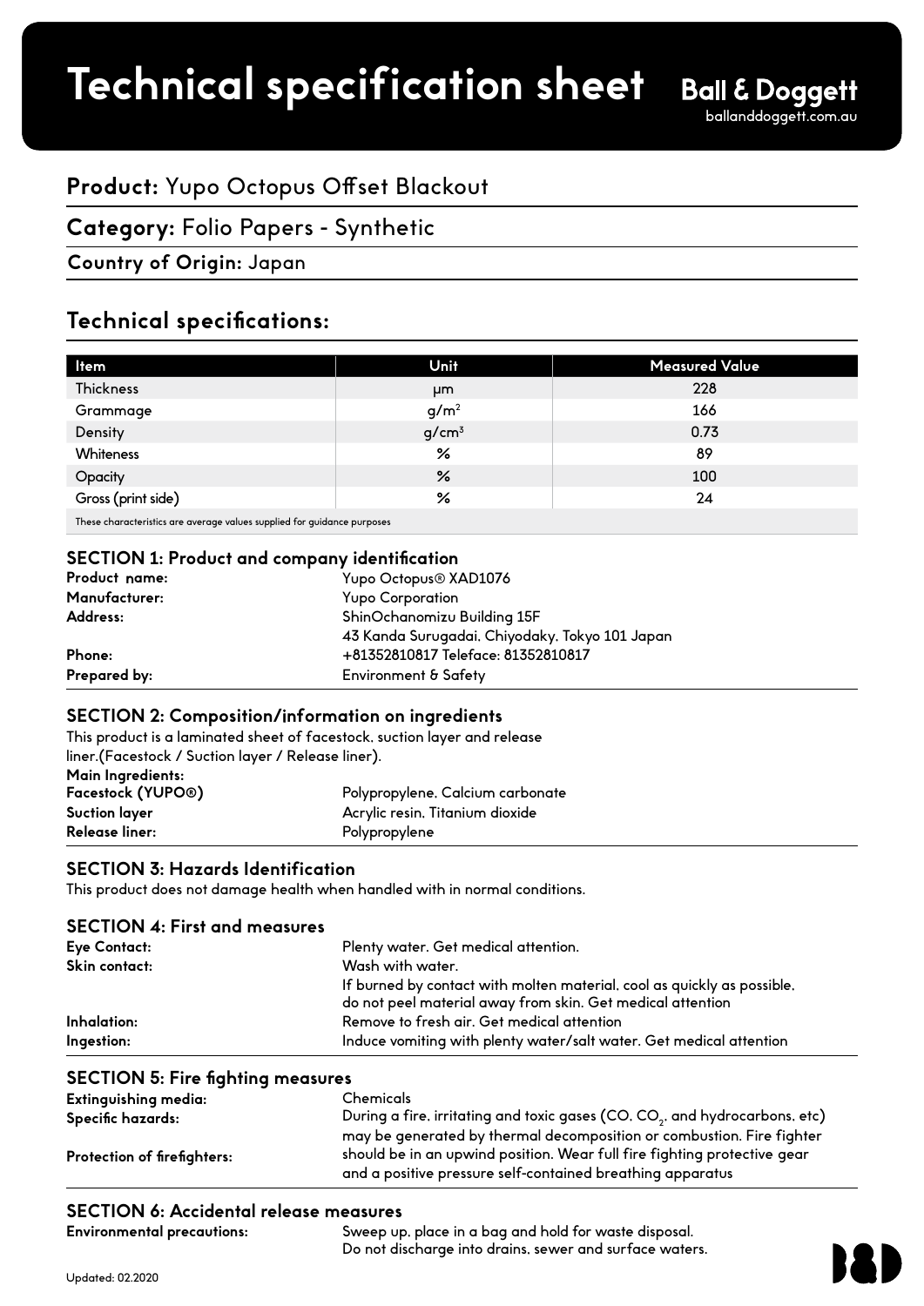# Technical specification sheet

**Ball & Doggett**
balldoggett.com.au

## **Product:** Yupo Octopus Offset Blackout

## **Category:** Folio Papers - Synthetic

**Country of Origin:** Japan

## Technical specifications:

| Item | Unit | Measured Value |
|---|---|---|
| Thickness | μm | 228 |
| Grammage | $g/m^2$ | 166 |
| Density | $g/cm^3$ | 0.73 |
| Whiteness | % | 89 |
| Opacity | % | 100 |
| Gross (print side) | % | 24 |

These characteristics are average values supplied for guidance purposes

### SECTION 1: Product and company identification

**Product name:** Yupo Octopus® XAD1076
**Manufacturer:** Yupo Corporation
**Address:** ShinOchanomizu Building 15F
43 Kanda Surugadai, Chiyodaky, Tokyo 101 Japan
**Phone:** +81352810817 Teleface: 81352810817
**Prepared by:** Environment & Safety

### SECTION 2: Composition/information on ingredients

This product is a laminated sheet of facestock, suction layer and release liner.(Facestock / Suction layer / Release liner).

**Main Ingredients:**
**Facestock (YUPO®)** Polypropylene, Calcium carbonate
**Suction layer** Acrylic resin, Titanium dioxide
**Release liner:** Polypropylene

### SECTION 3: Hazards Identification

This product does not damage health when handled with in normal conditions.

### SECTION 4: First and measures

**Eye Contact:** Plenty water. Get medical attention.
**Skin contact:** Wash with water.
If burned by contact with molten material, cool as quickly as possible, do not peel material away from skin. Get medical attention
**Inhalation:** Remove to fresh air. Get medical attention
**Ingestion:** Induce vomiting with plenty water/salt water. Get medical attention

### SECTION 5: Fire fighting measures

**Extinguishing media:** Chemicals
**Specific hazards:** During a fire, irritating and toxic gases (CO, $CO_2$, and hydrocarbons, etc) may be generated by thermal decomposition or combustion. Fire fighter
**Protection of firefighters:** should be in an upwind position. Wear full fire fighting protective gear and a positive pressure self-contained breathing apparatus

### SECTION 6: Accidental release measures

**Environmental precautions:** Sweep up, place in a bag and hold for waste disposal.
Do not discharge into drains, sewer and surface waters.

Updated: 02.2020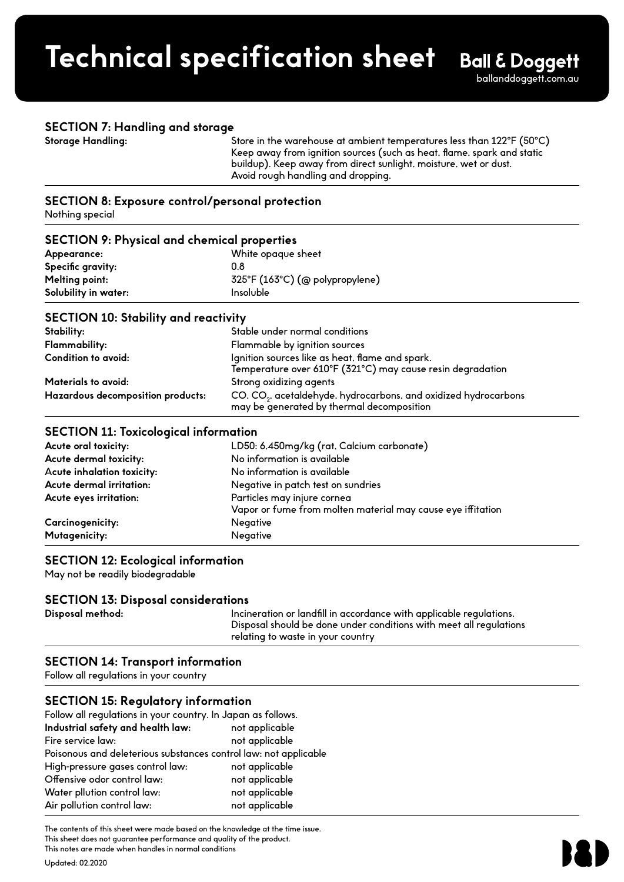# Technical specification sheet

**Ball & Doggett**
balIanddoggett.com.au

## SECTION 7: Handling and storage

| | |
|---|---|
| **Storage Handling:** | Store in the warehouse at ambient temperatures less than 122°F (50°C) Keep away from ignition sources (such as heat, flame, spark and static buildup). Keep away from direct sunlight, moisture, wet or dust. Avoid rough handling and dropping. |

## SECTION 8: Exposure control/personal protection

Nothing special

## SECTION 9: Physical and chemical properties

| | |
|---|---|
| **Appearance:** | White opaque sheet |
| **Specific gravity:** | 0.8 |
| **Melting point:** | 325°F (163°C) (@ polypropylene) |
| **Solubility in water:** | Insoluble |

## SECTION 10: Stability and reactivity

| | |
|---|---|
| **Stability:** | Stable under normal conditions |
| **Flammability:** | Flammable by ignition sources |
| **Condition to avoid:** | Ignition sources like as heat, flame and spark. Temperature over 610°F (321°C) may cause resin degradation |
| **Materials to avoid:** | Strong oxidizing agents |
| **Hazardous decomposition products:** | CO, $CO_2$, acetaldehyde, hydrocarbons, and oxidized hydrocarbons may be generated by thermal decomposition |

## SECTION 11: Toxicological information

| | |
|---|---|
| **Acute oral toxicity:** | LD50: 6,450mg/kg (rat, Calcium carbonate) |
| **Acute dermal toxicity:** | No information is available |
| **Acute inhalation toxicity:** | No information is available |
| **Acute dermal irritation:** | Negative in patch test on sundries |
| **Acute eyes irritation:** | Particles may injure cornea<br>Vapor or fume from molten material may cause eye iffitation |
| **Carcinogenicity:** | Negative |
| **Mutagenicity:** | Negative |

## SECTION 12: Ecological information

May not be readily biodegradable

## SECTION 13: Disposal considerations

| | |
|---|---|
| **Disposal method:** | Incineration or landfill in accordance with applicable regulations. Disposal should be done under conditions with meet all regulations relating to waste in your country |

## SECTION 14: Transport information

Follow all regulations in your country

## SECTION 15: Regulatory information

Follow all regulations in your country. In Japan as follows.

| | |
|---|---|
| **Industrial safety and health law:** | not applicable |
| Fire service law: | not applicable |
| Poisonous and deleterious substances control law: | not applicable |
| High-pressure gases control law: | not applicable |
| Offensive odor control law: | not applicable |
| Water pllution control law: | not applicable |
| Air pollution control law: | not applicable |

The contents of this sheet were made based on the knowledge at the time issue.
This sheet does not guarantee performance and quality of the product.
This notes are made when handles in normal conditions

Updated: 02.2020